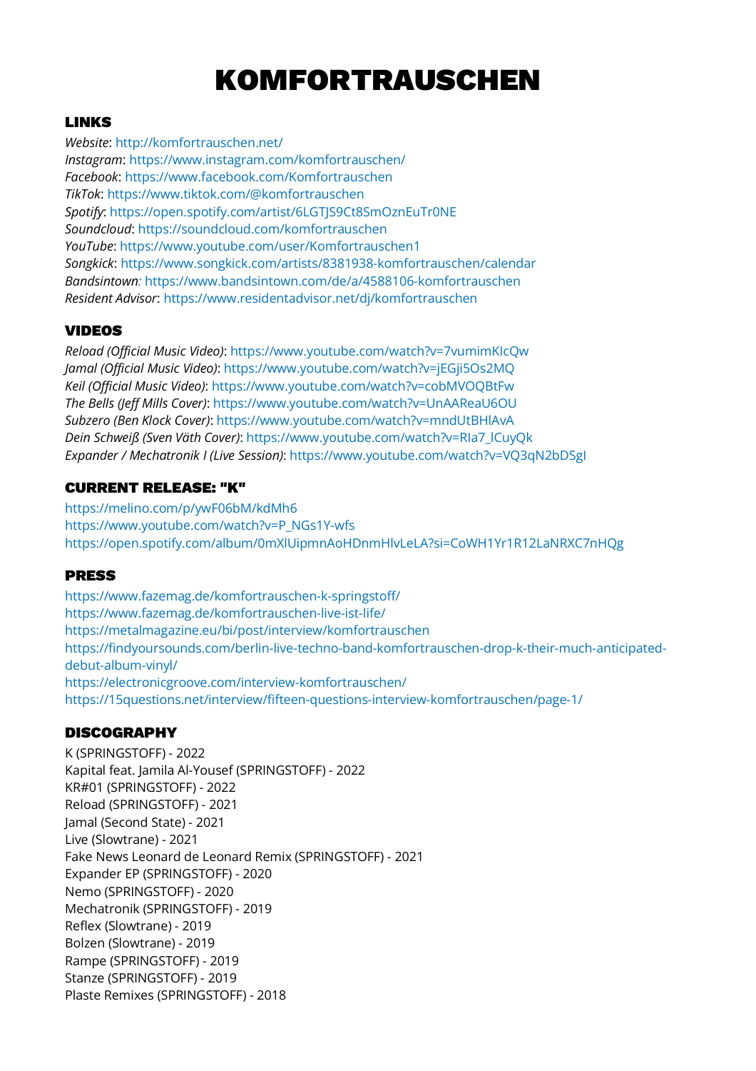# KOMFORTRAUSCHEN

## LINKS

*Website*: http://komfortrauschen.net/
*Instagram*: https://www.instagram.com/komfortrauschen/
*Facebook*: https://www.facebook.com/Komfortrauschen
*TikTok*: https://www.tiktok.com/@komfortrauschen
*Spotify*: https://open.spotify.com/artist/6LGTJS9Ct8SmOznEuTr0NE
*Soundcloud*: https://soundcloud.com/komfortrauschen
*YouTube*: https://www.youtube.com/user/Komfortrauschen1
*Songkick*: https://www.songkick.com/artists/8381938-komfortrauschen/calendar
*Bandsintown:* https://www.bandsintown.com/de/a/4588106-komfortrauschen
*Resident Advisor*: https://www.residentadvisor.net/dj/komfortrauschen

## VIDEOS

*Reload (Official Music Video)*: https://www.youtube.com/watch?v=7vumimKIcQw
*Jamal (Official Music Video)*: https://www.youtube.com/watch?v=jEGji5Os2MQ
*Keil (Official Music Video)*: https://www.youtube.com/watch?v=cobMVOQBtFw
*The Bells (Jeff Mills Cover)*: https://www.youtube.com/watch?v=UnAAReaU6OU
*Subzero (Ben Klock Cover)*: https://www.youtube.com/watch?v=mndUtBHlAvA
*Dein Schweiß (Sven Väth Cover)*: https://www.youtube.com/watch?v=RIa7_lCuyQk
*Expander / Mechatronik I (Live Session)*: https://www.youtube.com/watch?v=VQ3qN2bDSgI

## CURRENT RELEASE: "K"

https://melino.com/p/ywF06bM/kdMh6
https://www.youtube.com/watch?v=P_NGs1Y-wfs
https://open.spotify.com/album/0mXlUipmnAoHDnmHlvLeLA?si=CoWH1Yr1R12LaNRXC7nHQg

## PRESS

https://www.fazemag.de/komfortrauschen-k-springstoff/
https://www.fazemag.de/komfortrauschen-live-ist-life/
https://metalmagazine.eu/bi/post/interview/komfortrauschen
https://findyoursounds.com/berlin-live-techno-band-komfortrauschen-drop-k-their-much-anticipated-debut-album-vinyl/
https://electronicgroove.com/interview-komfortrauschen/
https://15questions.net/interview/fifteen-questions-interview-komfortrauschen/page-1/

## DISCOGRAPHY

K (SPRINGSTOFF) - 2022
Kapital feat. Jamila Al-Yousef (SPRINGSTOFF) - 2022
KR#01 (SPRINGSTOFF) - 2022
Reload (SPRINGSTOFF) - 2021
Jamal (Second State) - 2021
Live (Slowtrane) - 2021
Fake News Leonard de Leonard Remix (SPRINGSTOFF) - 2021
Expander EP (SPRINGSTOFF) - 2020
Nemo (SPRINGSTOFF) - 2020
Mechatronik (SPRINGSTOFF) - 2019
Reflex (Slowtrane) - 2019
Bolzen (Slowtrane) - 2019
Rampe (SPRINGSTOFF) - 2019
Stanze (SPRINGSTOFF) - 2019
Plaste Remixes (SPRINGSTOFF) - 2018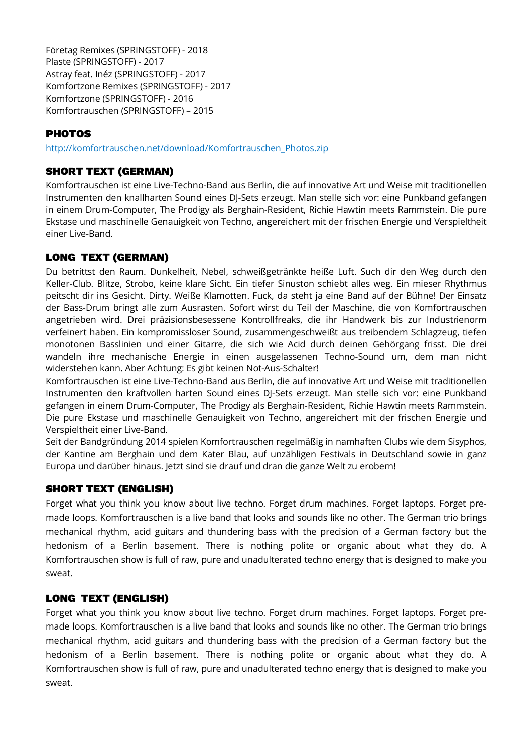Företag Remixes (SPRINGSTOFF) - 2018
Plaste (SPRINGSTOFF) - 2017
Astray feat. Inéz (SPRINGSTOFF) - 2017
Komfortzone Remixes (SPRINGSTOFF) - 2017
Komfortzone (SPRINGSTOFF) - 2016
Komfortrauschen (SPRINGSTOFF) – 2015

## PHOTOS

http://komfortrauschen.net/download/Komfortrauschen_Photos.zip

## SHORT TEXT (GERMAN)

Komfortrauschen ist eine Live-Techno-Band aus Berlin, die auf innovative Art und Weise mit traditionellen Instrumenten den knallharten Sound eines DJ-Sets erzeugt. Man stelle sich vor: eine Punkband gefangen in einem Drum-Computer, The Prodigy als Berghain-Resident, Richie Hawtin meets Rammstein. Die pure Ekstase und maschinelle Genauigkeit von Techno, angereichert mit der frischen Energie und Verspieltheit einer Live-Band.

## LONG TEXT (GERMAN)

Du betrittst den Raum. Dunkelheit, Nebel, schweißgetränkte heiße Luft. Such dir den Weg durch den Keller-Club. Blitze, Strobo, keine klare Sicht. Ein tiefer Sinuston schiebt alles weg. Ein mieser Rhythmus peitscht dir ins Gesicht. Dirty. Weiße Klamotten. Fuck, da steht ja eine Band auf der Bühne! Der Einsatz der Bass-Drum bringt alle zum Ausrasten. Sofort wirst du Teil der Maschine, die von Komfortrauschen angetrieben wird. Drei präzisionsbesessene Kontrollfreaks, die ihr Handwerk bis zur Industrienorm verfeinert haben. Ein kompromissloser Sound, zusammengeschweißt aus treibendem Schlagzeug, tiefen monotonen Basslinien und einer Gitarre, die sich wie Acid durch deinen Gehörgang frisst. Die drei wandeln ihre mechanische Energie in einen ausgelassenen Techno-Sound um, dem man nicht widerstehen kann. Aber Achtung: Es gibt keinen Not-Aus-Schalter!

Komfortrauschen ist eine Live-Techno-Band aus Berlin, die auf innovative Art und Weise mit traditionellen Instrumenten den kraftvollen harten Sound eines DJ-Sets erzeugt. Man stelle sich vor: eine Punkband gefangen in einem Drum-Computer, The Prodigy als Berghain-Resident, Richie Hawtin meets Rammstein. Die pure Ekstase und maschinelle Genauigkeit von Techno, angereichert mit der frischen Energie und Verspieltheit einer Live-Band.

Seit der Bandgründung 2014 spielen Komfortrauschen regelmäßig in namhaften Clubs wie dem Sisyphos, der Kantine am Berghain und dem Kater Blau, auf unzähligen Festivals in Deutschland sowie in ganz Europa und darüber hinaus. Jetzt sind sie drauf und dran die ganze Welt zu erobern!

## SHORT TEXT (ENGLISH)

Forget what you think you know about live techno. Forget drum machines. Forget laptops. Forget pre-made loops. Komfortrauschen is a live band that looks and sounds like no other. The German trio brings mechanical rhythm, acid guitars and thundering bass with the precision of a German factory but the hedonism of a Berlin basement. There is nothing polite or organic about what they do. A Komfortrauschen show is full of raw, pure and unadulterated techno energy that is designed to make you sweat.

## LONG TEXT (ENGLISH)

Forget what you think you know about live techno. Forget drum machines. Forget laptops. Forget pre-made loops. Komfortrauschen is a live band that looks and sounds like no other. The German trio brings mechanical rhythm, acid guitars and thundering bass with the precision of a German factory but the hedonism of a Berlin basement. There is nothing polite or organic about what they do. A Komfortrauschen show is full of raw, pure and unadulterated techno energy that is designed to make you sweat.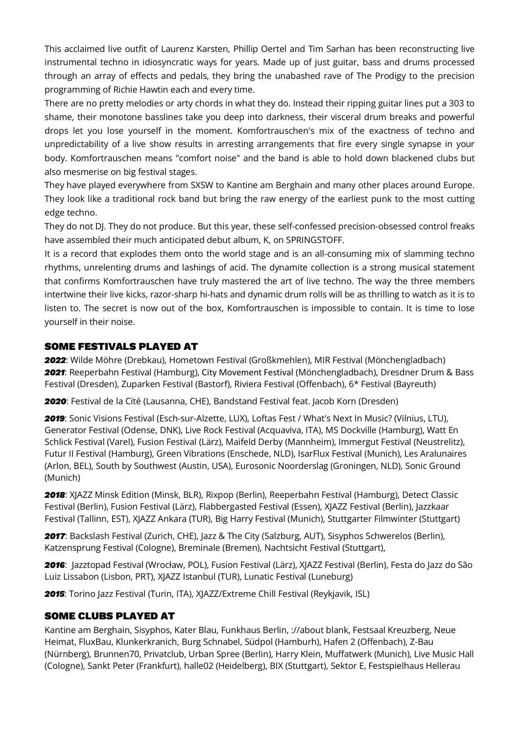This acclaimed live outfit of Laurenz Karsten, Phillip Oertel and Tim Sarhan has been reconstructing live instrumental techno in idiosyncratic ways for years. Made up of just guitar, bass and drums processed through an array of effects and pedals, they bring the unabashed rave of The Prodigy to the precision programming of Richie Hawtin each and every time.

There are no pretty melodies or arty chords in what they do. Instead their ripping guitar lines put a 303 to shame, their monotone basslines take you deep into darkness, their visceral drum breaks and powerful drops let you lose yourself in the moment. Komfortrauschen's mix of the exactness of techno and unpredictability of a live show results in arresting arrangements that fire every single synapse in your body. Komfortrauschen means "comfort noise" and the band is able to hold down blackened clubs but also mesmerise on big festival stages.

They have played everywhere from SXSW to Kantine am Berghain and many other places around Europe. They look like a traditional rock band but bring the raw energy of the earliest punk to the most cutting edge techno.

They do not DJ. They do not produce. But this year, these self-confessed precision-obsessed control freaks have assembled their much anticipated debut album, K, on SPRINGSTOFF.

It is a record that explodes them onto the world stage and is an all-consuming mix of slamming techno rhythms, unrelenting drums and lashings of acid. The dynamite collection is a strong musical statement that confirms Komfortrauschen have truly mastered the art of live techno. The way the three members intertwine their live kicks, razor-sharp hi-hats and dynamic drum rolls will be as thrilling to watch as it is to listen to. The secret is now out of the box, Komfortrauschen is impossible to contain. It is time to lose yourself in their noise.

## SOME FESTIVALS PLAYED AT

***2022***: Wilde Möhre (Drebkau), Hometown Festival (Großkmehlen), MIR Festival (Mönchengladbach)
***2021***: Reeperbahn Festival (Hamburg), City Movement Festival (Mönchengladbach), Dresdner Drum & Bass Festival (Dresden), Zuparken Festival (Bastorf), Riviera Festival (Offenbach), 6* Festival (Bayreuth)

***2020***: Festival de la Cité (Lausanna, CHE), Bandstand Festival feat. Jacob Korn (Dresden)

***2019***: Sonic Visions Festival (Esch-sur-Alzette, LUX), Loftas Fest / What's Next In Music? (Vilnius, LTU), Generator Festival (Odense, DNK), Live Rock Festival (Acquaviva, ITA), MS Dockville (Hamburg), Watt En Schlick Festival (Varel), Fusion Festival (Lärz), Maifeld Derby (Mannheim), Immergut Festival (Neustrelitz), Futur II Festival (Hamburg), Green Vibrations (Enschede, NLD), IsarFlux Festival (Munich), Les Aralunaires (Arlon, BEL), South by Southwest (Austin, USA), Eurosonic Noorderslag (Groningen, NLD), Sonic Ground (Munich)

***2018***: XJAZZ Minsk Edition (Minsk, BLR), Rixpop (Berlin), Reeperbahn Festival (Hamburg), Detect Classic Festival (Berlin), Fusion Festival (Lärz), Flabbergasted Festival (Essen), XJAZZ Festival (Berlin), Jazzkaar Festival (Tallinn, EST), XJAZZ Ankara (TUR), Big Harry Festival (Munich), Stuttgarter Filmwinter (Stuttgart)

***2017***: Backslash Festival (Zurich, CHE), Jazz & The City (Salzburg, AUT), Sisyphos Schwerelos (Berlin), Katzensprung Festival (Cologne), Breminale (Bremen), Nachtsicht Festival (Stuttgart),

***2016***: Jazztopad Festival (Wrocław, POL), Fusion Festival (Lärz), XJAZZ Festival (Berlin), Festa do Jazz do São Luiz Lissabon (Lisbon, PRT), XJAZZ Istanbul (TUR), Lunatic Festival (Luneburg)

***2015***: Torino Jazz Festival (Turin, ITA), XJAZZ/Extreme Chill Festival (Reykjavik, ISL)

## SOME CLUBS PLAYED AT

Kantine am Berghain, Sisyphos, Kater Blau, Funkhaus Berlin, ://about blank, Festsaal Kreuzberg, Neue Heimat, FluxBau, Klunkerkranich, Burg Schnabel, Südpol (Hamburh), Hafen 2 (Offenbach), Z-Bau (Nürnberg), Brunnen70, Privatclub, Urban Spree (Berlin), Harry Klein, Muffatwerk (Munich), Live Music Hall (Cologne), Sankt Peter (Frankfurt), halle02 (Heidelberg), BIX (Stuttgart), Sektor E, Festspielhaus Hellerau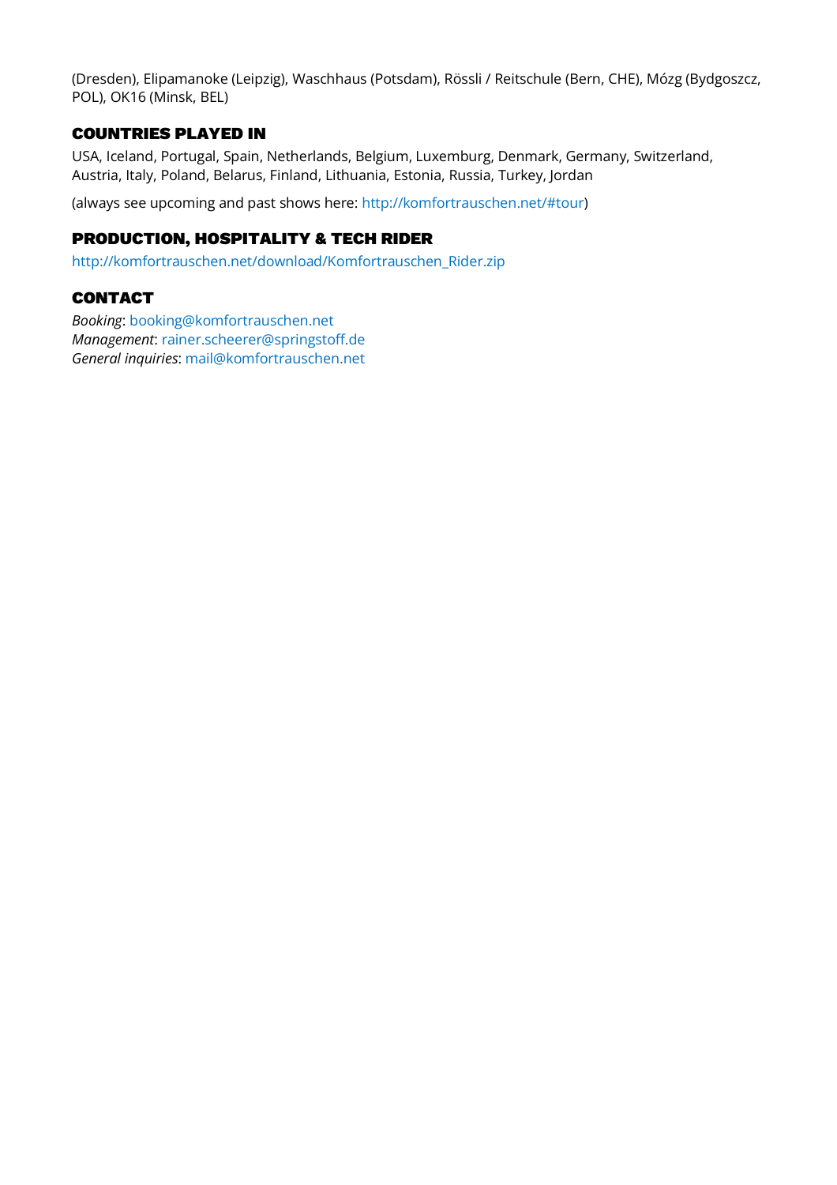(Dresden), Elipamanoke (Leipzig), Waschhaus (Potsdam), Rössli / Reitschule (Bern, CHE), Mózg (Bydgoszcz, POL), OK16 (Minsk, BEL)

## COUNTRIES PLAYED IN

USA, Iceland, Portugal, Spain, Netherlands, Belgium, Luxemburg, Denmark, Germany, Switzerland, Austria, Italy, Poland, Belarus, Finland, Lithuania, Estonia, Russia, Turkey, Jordan

(always see upcoming and past shows here: http://komfortrauschen.net/#tour)

## PRODUCTION, HOSPITALITY & TECH RIDER

http://komfortrauschen.net/download/Komfortrauschen_Rider.zip

## CONTACT

*Booking*: booking@komfortrauschen.net
*Management*: rainer.scheerer@springstoff.de
*General inquiries*: mail@komfortrauschen.net